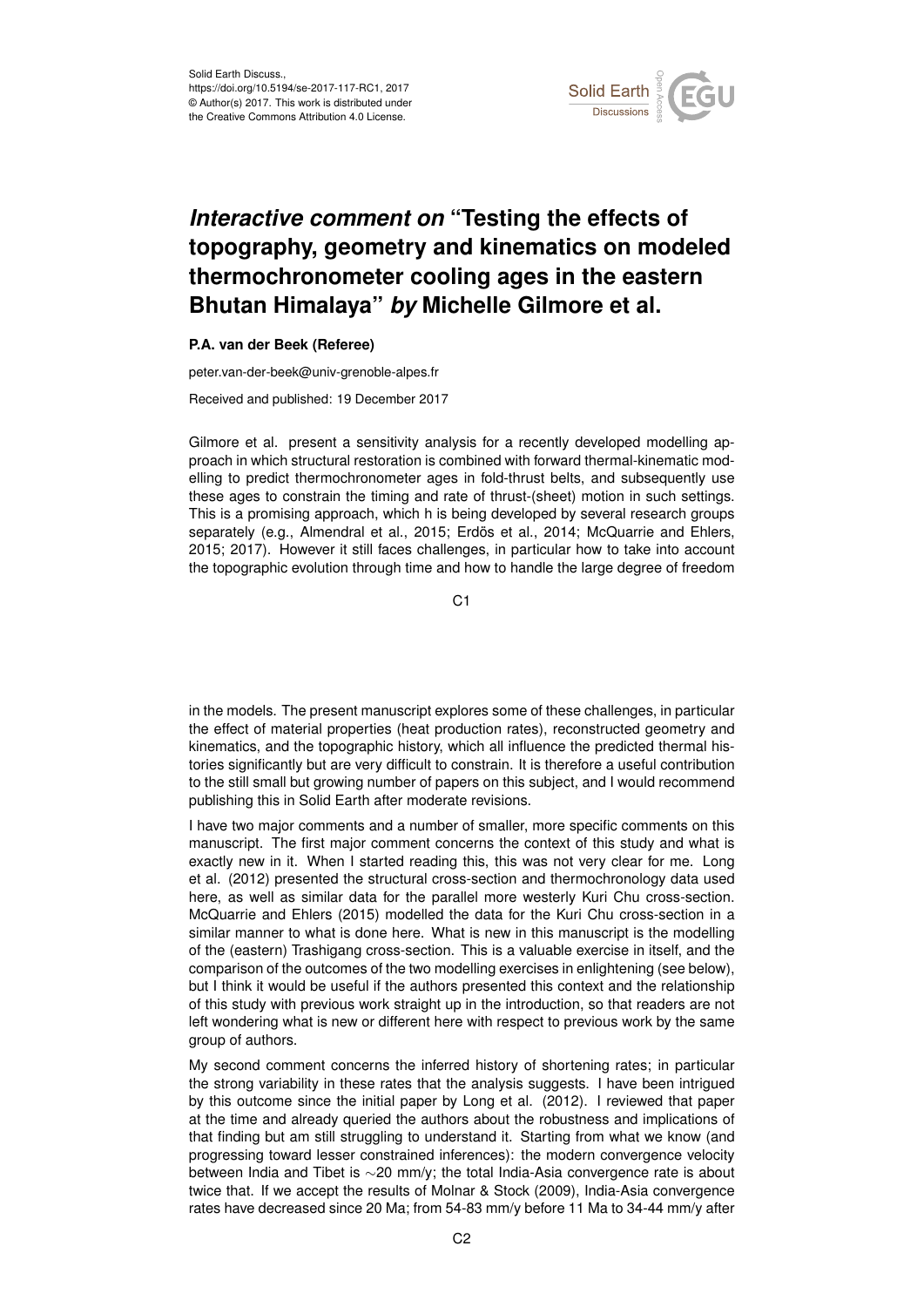Solid Earth Discuss.,
https://doi.org/10.5194/se-2017-117-RC1, 2017
© Author(s) 2017. This work is distributed under
the Creative Commons Attribution 4.0 License.

# *Interactive comment on* "Testing the effects of topography, geometry and kinematics on modeled thermochronometer cooling ages in the eastern Bhutan Himalaya" *by* Michelle Gilmore et al.

**P.A. van der Beek (Referee)**

peter.van-der-beek@univ-grenoble-alpes.fr

Received and published: 19 December 2017

Gilmore et al. present a sensitivity analysis for a recently developed modelling approach in which structural restoration is combined with forward thermal-kinematic modelling to predict thermochronometer ages in fold-thrust belts, and subsequently use these ages to constrain the timing and rate of thrust-(sheet) motion in such settings. This is a promising approach, which h is being developed by several research groups separately (e.g., Almendral et al., 2015; Erdős et al., 2014; McQuarrie and Ehlers, 2015; 2017). However it still faces challenges, in particular how to take into account the topographic evolution through time and how to handle the large degree of freedom in the models. The present manuscript explores some of these challenges, in particular the effect of material properties (heat production rates), reconstructed geometry and kinematics, and the topographic history, which all influence the predicted thermal histories significantly but are very difficult to constrain. It is therefore a useful contribution to the still small but growing number of papers on this subject, and I would recommend publishing this in Solid Earth after moderate revisions.

I have two major comments and a number of smaller, more specific comments on this manuscript. The first major comment concerns the context of this study and what is exactly new in it. When I started reading this, this was not very clear for me. Long et al. (2012) presented the structural cross-section and thermochronology data used here, as well as similar data for the parallel more westerly Kuri Chu cross-section. McQuarrie and Ehlers (2015) modelled the data for the Kuri Chu cross-section in a similar manner to what is done here. What is new in this manuscript is the modelling of the (eastern) Trashigang cross-section. This is a valuable exercise in itself, and the comparison of the outcomes of the two modelling exercises in enlightening (see below), but I think it would be useful if the authors presented this context and the relationship of this study with previous work straight up in the introduction, so that readers are not left wondering what is new or different here with respect to previous work by the same group of authors.

My second comment concerns the inferred history of shortening rates; in particular the strong variability in these rates that the analysis suggests. I have been intrigued by this outcome since the initial paper by Long et al. (2012). I reviewed that paper at the time and already queried the authors about the robustness and implications of that finding but am still struggling to understand it. Starting from what we know (and progressing toward lesser constrained inferences): the modern convergence velocity between India and Tibet is ~20 mm/y; the total India-Asia convergence rate is about twice that. If we accept the results of Molnar & Stock (2009), India-Asia convergence rates have decreased since 20 Ma; from 54-83 mm/y before 11 Ma to 34-44 mm/y after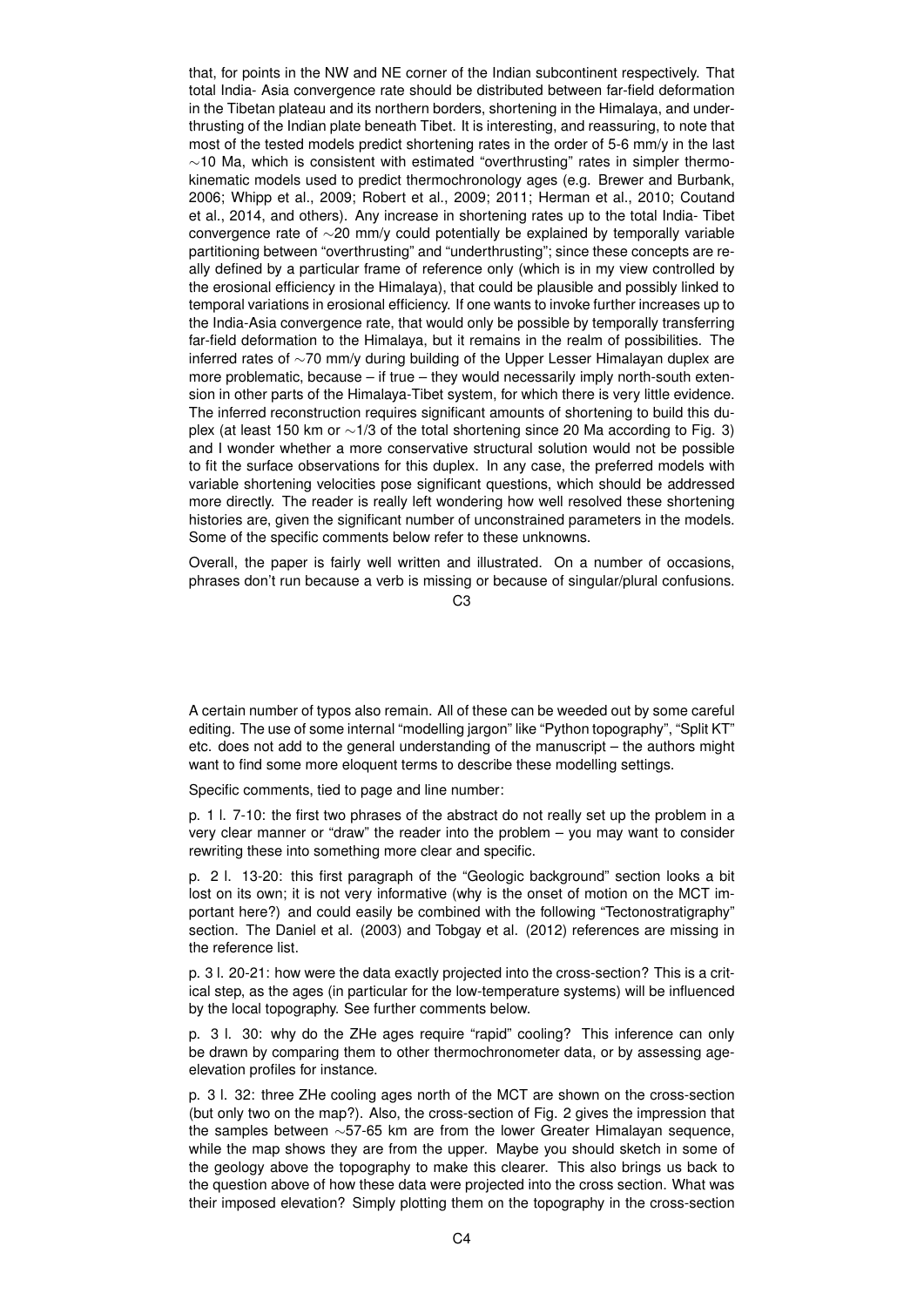that, for points in the NW and NE corner of the Indian subcontinent respectively. That total India- Asia convergence rate should be distributed between far-field deformation in the Tibetan plateau and its northern borders, shortening in the Himalaya, and underthrusting of the Indian plate beneath Tibet. It is interesting, and reassuring, to note that most of the tested models predict shortening rates in the order of 5-6 mm/y in the last $\sim$10 Ma, which is consistent with estimated "overthrusting" rates in simpler thermo-kinematic models used to predict thermochronology ages (e.g. Brewer and Burbank, 2006; Whipp et al., 2009; Robert et al., 2009; 2011; Herman et al., 2010; Coutand et al., 2014, and others). Any increase in shortening rates up to the total India- Tibet convergence rate of $\sim$20 mm/y could potentially be explained by temporally variable partitioning between "overthrusting" and "underthrusting"; since these concepts are really defined by a particular frame of reference only (which is in my view controlled by the erosional efficiency in the Himalaya), that could be plausible and possibly linked to temporal variations in erosional efficiency. If one wants to invoke further increases up to the India-Asia convergence rate, that would only be possible by temporally transferring far-field deformation to the Himalaya, but it remains in the realm of possibilities. The inferred rates of $\sim$70 mm/y during building of the Upper Lesser Himalayan duplex are more problematic, because – if true – they would necessarily imply north-south extension in other parts of the Himalaya-Tibet system, for which there is very little evidence. The inferred reconstruction requires significant amounts of shortening to build this duplex (at least 150 km or $\sim$1/3 of the total shortening since 20 Ma according to Fig. 3) and I wonder whether a more conservative structural solution would not be possible to fit the surface observations for this duplex. In any case, the preferred models with variable shortening velocities pose significant questions, which should be addressed more directly. The reader is really left wondering how well resolved these shortening histories are, given the significant number of unconstrained parameters in the models. Some of the specific comments below refer to these unknowns.

Overall, the paper is fairly well written and illustrated. On a number of occasions, phrases don't run because a verb is missing or because of singular/plural confusions. A certain number of typos also remain. All of these can be weeded out by some careful editing. The use of some internal "modelling jargon" like "Python topography", "Split KT" etc. does not add to the general understanding of the manuscript – the authors might want to find some more eloquent terms to describe these modelling settings.

Specific comments, tied to page and line number:

p. 1 l. 7-10: the first two phrases of the abstract do not really set up the problem in a very clear manner or "draw" the reader into the problem – you may want to consider rewriting these into something more clear and specific.

p. 2 l. 13-20: this first paragraph of the "Geologic background" section looks a bit lost on its own; it is not very informative (why is the onset of motion on the MCT important here?) and could easily be combined with the following "Tectonostratigraphy" section. The Daniel et al. (2003) and Tobgay et al. (2012) references are missing in the reference list.

p. 3 l. 20-21: how were the data exactly projected into the cross-section? This is a critical step, as the ages (in particular for the low-temperature systems) will be influenced by the local topography. See further comments below.

p. 3 l. 30: why do the ZHe ages require "rapid" cooling? This inference can only be drawn by comparing them to other thermochronometer data, or by assessing age-elevation profiles for instance.

p. 3 l. 32: three ZHe cooling ages north of the MCT are shown on the cross-section (but only two on the map?). Also, the cross-section of Fig. 2 gives the impression that the samples between $\sim$57-65 km are from the lower Greater Himalayan sequence, while the map shows they are from the upper. Maybe you should sketch in some of the geology above the topography to make this clearer. This also brings us back to the question above of how these data were projected into the cross section. What was their imposed elevation? Simply plotting them on the topography in the cross-section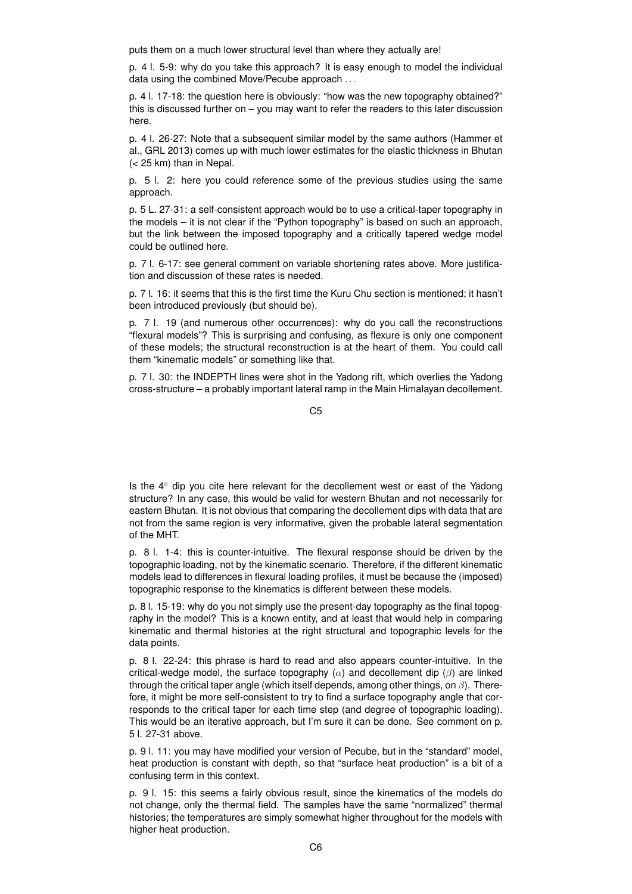puts them on a much lower structural level than where they actually are!

p. 4 l. 5-9: why do you take this approach? It is easy enough to model the individual data using the combined Move/Pecube approach . . .

p. 4 l. 17-18: the question here is obviously: "how was the new topography obtained?" this is discussed further on – you may want to refer the readers to this later discussion here.

p. 4 l. 26-27: Note that a subsequent similar model by the same authors (Hammer et al., GRL 2013) comes up with much lower estimates for the elastic thickness in Bhutan (< 25 km) than in Nepal.

p. 5 l. 2: here you could reference some of the previous studies using the same approach.

p. 5 L. 27-31: a self-consistent approach would be to use a critical-taper topography in the models – it is not clear if the "Python topography" is based on such an approach, but the link between the imposed topography and a critically tapered wedge model could be outlined here.

p. 7 l. 6-17: see general comment on variable shortening rates above. More justification and discussion of these rates is needed.

p. 7 l. 16: it seems that this is the first time the Kuru Chu section is mentioned; it hasn't been introduced previously (but should be).

p. 7 l. 19 (and numerous other occurrences): why do you call the reconstructions "flexural models"? This is surprising and confusing, as flexure is only one component of these models; the structural reconstruction is at the heart of them. You could call them "kinematic models" or something like that.

p. 7 l. 30: the INDEPTH lines were shot in the Yadong rift, which overlies the Yadong cross-structure – a probably important lateral ramp in the Main Himalayan decollement. Is the 4° dip you cite here relevant for the decollement west or east of the Yadong structure? In any case, this would be valid for western Bhutan and not necessarily for eastern Bhutan. It is not obvious that comparing the decollement dips with data that are not from the same region is very informative, given the probable lateral segmentation of the MHT.

p. 8 l. 1-4: this is counter-intuitive. The flexural response should be driven by the topographic loading, not by the kinematic scenario. Therefore, if the different kinematic models lead to differences in flexural loading profiles, it must be because the (imposed) topographic response to the kinematics is different between these models.

p. 8 l. 15-19: why do you not simply use the present-day topography as the final topography in the model? This is a known entity, and at least that would help in comparing kinematic and thermal histories at the right structural and topographic levels for the data points.

p. 8 l. 22-24: this phrase is hard to read and also appears counter-intuitive. In the critical-wedge model, the surface topography ($\alpha$) and decollement dip ($\beta$) are linked through the critical taper angle (which itself depends, among other things, on $\beta$). Therefore, it might be more self-consistent to try to find a surface topography angle that corresponds to the critical taper for each time step (and degree of topographic loading). This would be an iterative approach, but I'm sure it can be done. See comment on p. 5 l. 27-31 above.

p. 9 l. 11: you may have modified your version of Pecube, but in the "standard" model, heat production is constant with depth, so that "surface heat production" is a bit of a confusing term in this context.

p. 9 l. 15: this seems a fairly obvious result, since the kinematics of the models do not change, only the thermal field. The samples have the same "normalized" thermal histories; the temperatures are simply somewhat higher throughout for the models with higher heat production.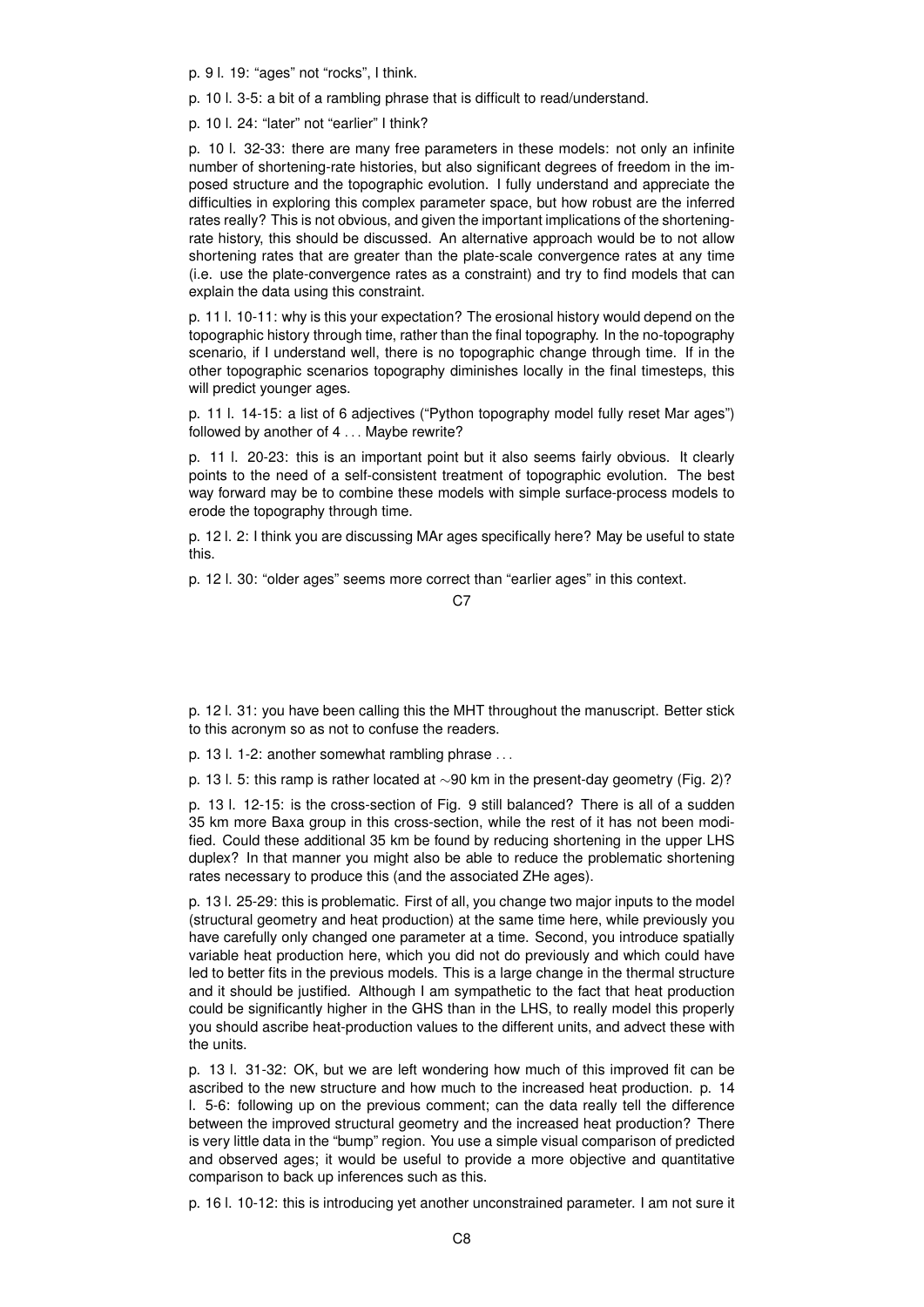p. 9 l. 19: "ages" not "rocks", I think.

p. 10 l. 3-5: a bit of a rambling phrase that is difficult to read/understand.

p. 10 l. 24: "later" not "earlier" I think?

p. 10 l. 32-33: there are many free parameters in these models: not only an infinite number of shortening-rate histories, but also significant degrees of freedom in the imposed structure and the topographic evolution. I fully understand and appreciate the difficulties in exploring this complex parameter space, but how robust are the inferred rates really? This is not obvious, and given the important implications of the shortening-rate history, this should be discussed. An alternative approach would be to not allow shortening rates that are greater than the plate-scale convergence rates at any time (i.e. use the plate-convergence rates as a constraint) and try to find models that can explain the data using this constraint.

p. 11 l. 10-11: why is this your expectation? The erosional history would depend on the topographic history through time, rather than the final topography. In the no-topography scenario, if I understand well, there is no topographic change through time. If in the other topographic scenarios topography diminishes locally in the final timesteps, this will predict younger ages.

p. 11 l. 14-15: a list of 6 adjectives ("Python topography model fully reset Mar ages") followed by another of 4 . . . Maybe rewrite?

p. 11 l. 20-23: this is an important point but it also seems fairly obvious. It clearly points to the need of a self-consistent treatment of topographic evolution. The best way forward may be to combine these models with simple surface-process models to erode the topography through time.

p. 12 l. 2: I think you are discussing MAr ages specifically here? May be useful to state this.

p. 12 l. 30: "older ages" seems more correct than "earlier ages" in this context.

p. 12 l. 31: you have been calling this the MHT throughout the manuscript. Better stick to this acronym so as not to confuse the readers.

p. 13 l. 1-2: another somewhat rambling phrase . . .

p. 13 l. 5: this ramp is rather located at $\sim$90 km in the present-day geometry (Fig. 2)?

p. 13 l. 12-15: is the cross-section of Fig. 9 still balanced? There is all of a sudden 35 km more Baxa group in this cross-section, while the rest of it has not been modified. Could these additional 35 km be found by reducing shortening in the upper LHS duplex? In that manner you might also be able to reduce the problematic shortening rates necessary to produce this (and the associated ZHe ages).

p. 13 l. 25-29: this is problematic. First of all, you change two major inputs to the model (structural geometry and heat production) at the same time here, while previously you have carefully only changed one parameter at a time. Second, you introduce spatially variable heat production here, which you did not do previously and which could have led to better fits in the previous models. This is a large change in the thermal structure and it should be justified. Although I am sympathetic to the fact that heat production could be significantly higher in the GHS than in the LHS, to really model this properly you should ascribe heat-production values to the different units, and advect these with the units.

p. 13 l. 31-32: OK, but we are left wondering how much of this improved fit can be ascribed to the new structure and how much to the increased heat production. p. 14 l. 5-6: following up on the previous comment; can the data really tell the difference between the improved structural geometry and the increased heat production? There is very little data in the "bump" region. You use a simple visual comparison of predicted and observed ages; it would be useful to provide a more objective and quantitative comparison to back up inferences such as this.

p. 16 l. 10-12: this is introducing yet another unconstrained parameter. I am not sure it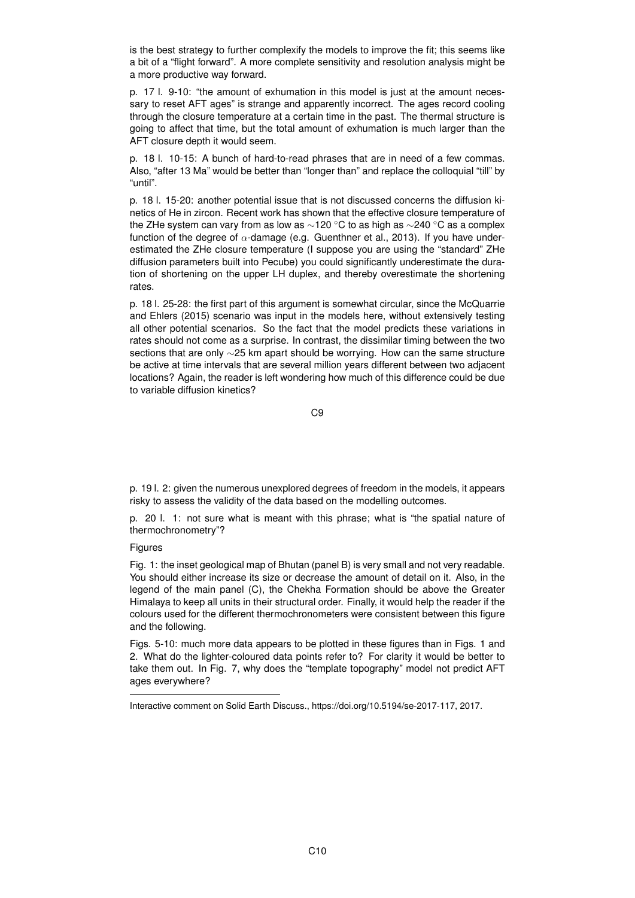is the best strategy to further complexify the models to improve the fit; this seems like a bit of a "flight forward". A more complete sensitivity and resolution analysis might be a more productive way forward.

p. 17 l. 9-10: "the amount of exhumation in this model is just at the amount necessary to reset AFT ages" is strange and apparently incorrect. The ages record cooling through the closure temperature at a certain time in the past. The thermal structure is going to affect that time, but the total amount of exhumation is much larger than the AFT closure depth it would seem.

p. 18 l. 10-15: A bunch of hard-to-read phrases that are in need of a few commas. Also, "after 13 Ma" would be better than "longer than" and replace the colloquial "till" by "until".

p. 18 l. 15-20: another potential issue that is not discussed concerns the diffusion kinetics of He in zircon. Recent work has shown that the effective closure temperature of the ZHe system can vary from as low as ∼120 °C to as high as ∼240 °C as a complex function of the degree of $\alpha$-damage (e.g. Guenthner et al., 2013). If you have underestimated the ZHe closure temperature (I suppose you are using the "standard" ZHe diffusion parameters built into Pecube) you could significantly underestimate the duration of shortening on the upper LH duplex, and thereby overestimate the shortening rates.

p. 18 l. 25-28: the first part of this argument is somewhat circular, since the McQuarrie and Ehlers (2015) scenario was input in the models here, without extensively testing all other potential scenarios. So the fact that the model predicts these variations in rates should not come as a surprise. In contrast, the dissimilar timing between the two sections that are only ∼25 km apart should be worrying. How can the same structure be active at time intervals that are several million years different between two adjacent locations? Again, the reader is left wondering how much of this difference could be due to variable diffusion kinetics?

p. 19 l. 2: given the numerous unexplored degrees of freedom in the models, it appears risky to assess the validity of the data based on the modelling outcomes.

p. 20 l. 1: not sure what is meant with this phrase; what is "the spatial nature of thermochronometry"?

Figures

Fig. 1: the inset geological map of Bhutan (panel B) is very small and not very readable. You should either increase its size or decrease the amount of detail on it. Also, in the legend of the main panel (C), the Chekha Formation should be above the Greater Himalaya to keep all units in their structural order. Finally, it would help the reader if the colours used for the different thermochronometers were consistent between this figure and the following.

Figs. 5-10: much more data appears to be plotted in these figures than in Figs. 1 and 2. What do the lighter-coloured data points refer to? For clarity it would be better to take them out. In Fig. 7, why does the "template topography" model not predict AFT ages everywhere?

---

Interactive comment on Solid Earth Discuss., https://doi.org/10.5194/se-2017-117, 2017.